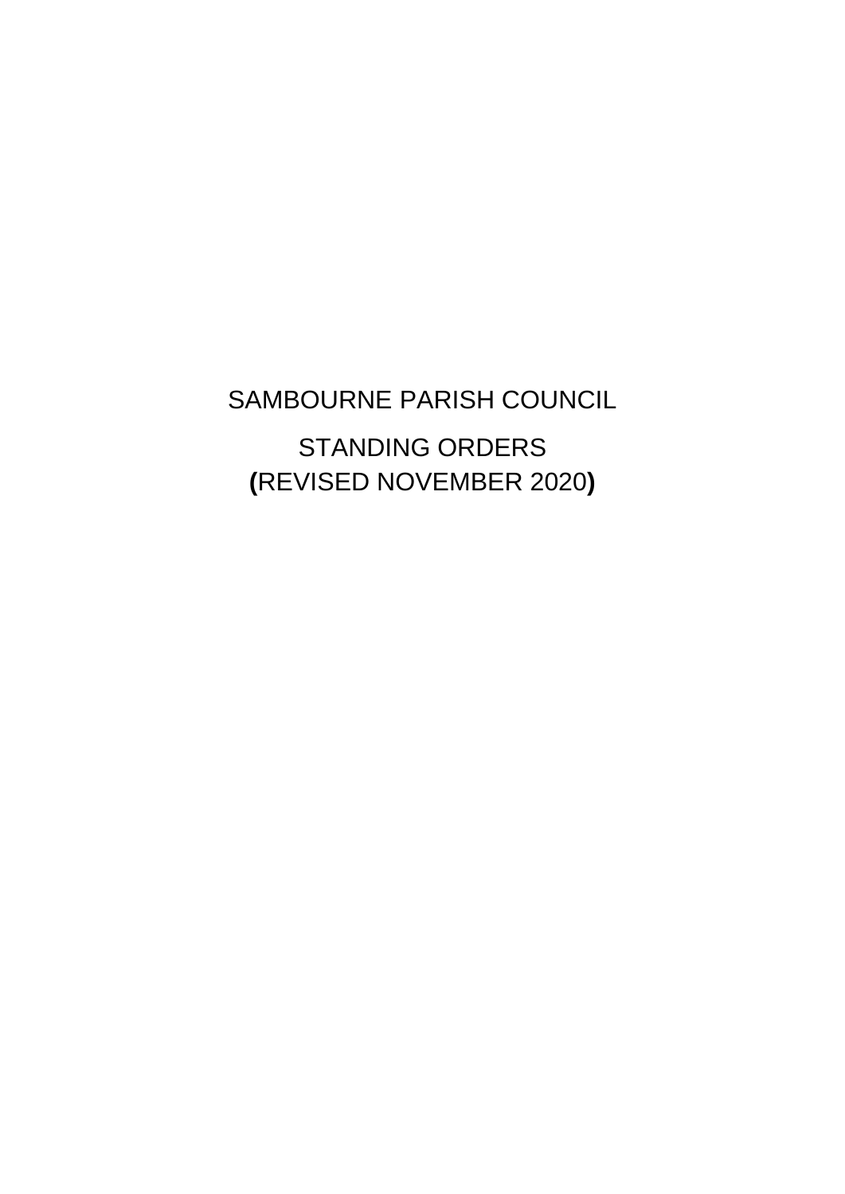# SAMBOURNE PARISH COUNCIL

## STANDING ORDERS
## **(**REVISED NOVEMBER 2020**)**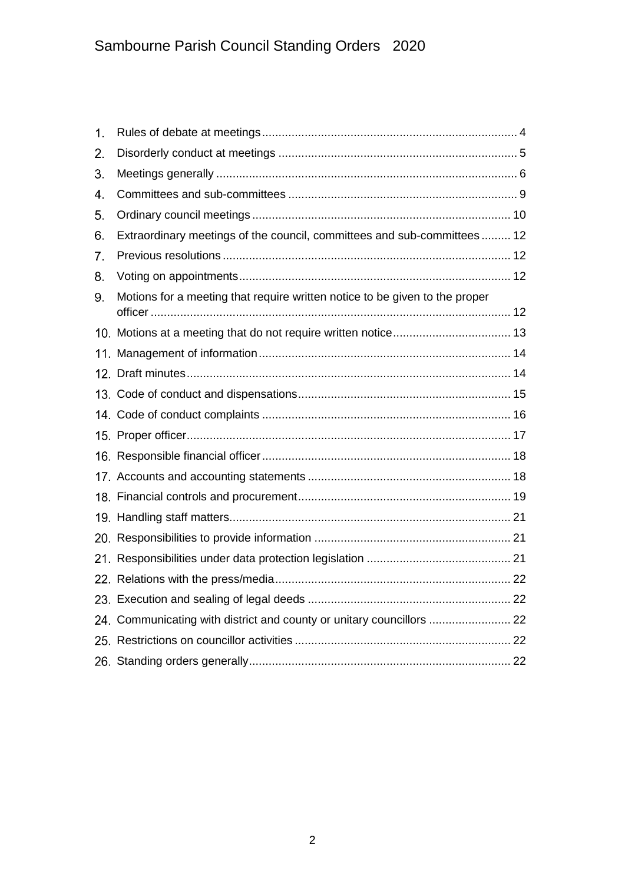1. Rules of debate at meetings ..... 4
2. Disorderly conduct at meetings ..... 5
3. Meetings generally ..... 6
4. Committees and sub-committees ..... 9
5. Ordinary council meetings ..... 10
6. Extraordinary meetings of the council, committees and sub-committees ..... 12
7. Previous resolutions ..... 12
8. Voting on appointments ..... 12
9. Motions for a meeting that require written notice to be given to the proper officer ..... 12
10. Motions at a meeting that do not require written notice ..... 13
11. Management of information ..... 14
12. Draft minutes ..... 14
13. Code of conduct and dispensations ..... 15
14. Code of conduct complaints ..... 16
15. Proper officer ..... 17
16. Responsible financial officer ..... 18
17. Accounts and accounting statements ..... 18
18. Financial controls and procurement ..... 19
19. Handling staff matters ..... 21
20. Responsibilities to provide information ..... 21
21. Responsibilities under data protection legislation ..... 21
22. Relations with the press/media ..... 22
23. Execution and sealing of legal deeds ..... 22
24. Communicating with district and county or unitary councillors ..... 22
25. Restrictions on councillor activities ..... 22
26. Standing orders generally ..... 22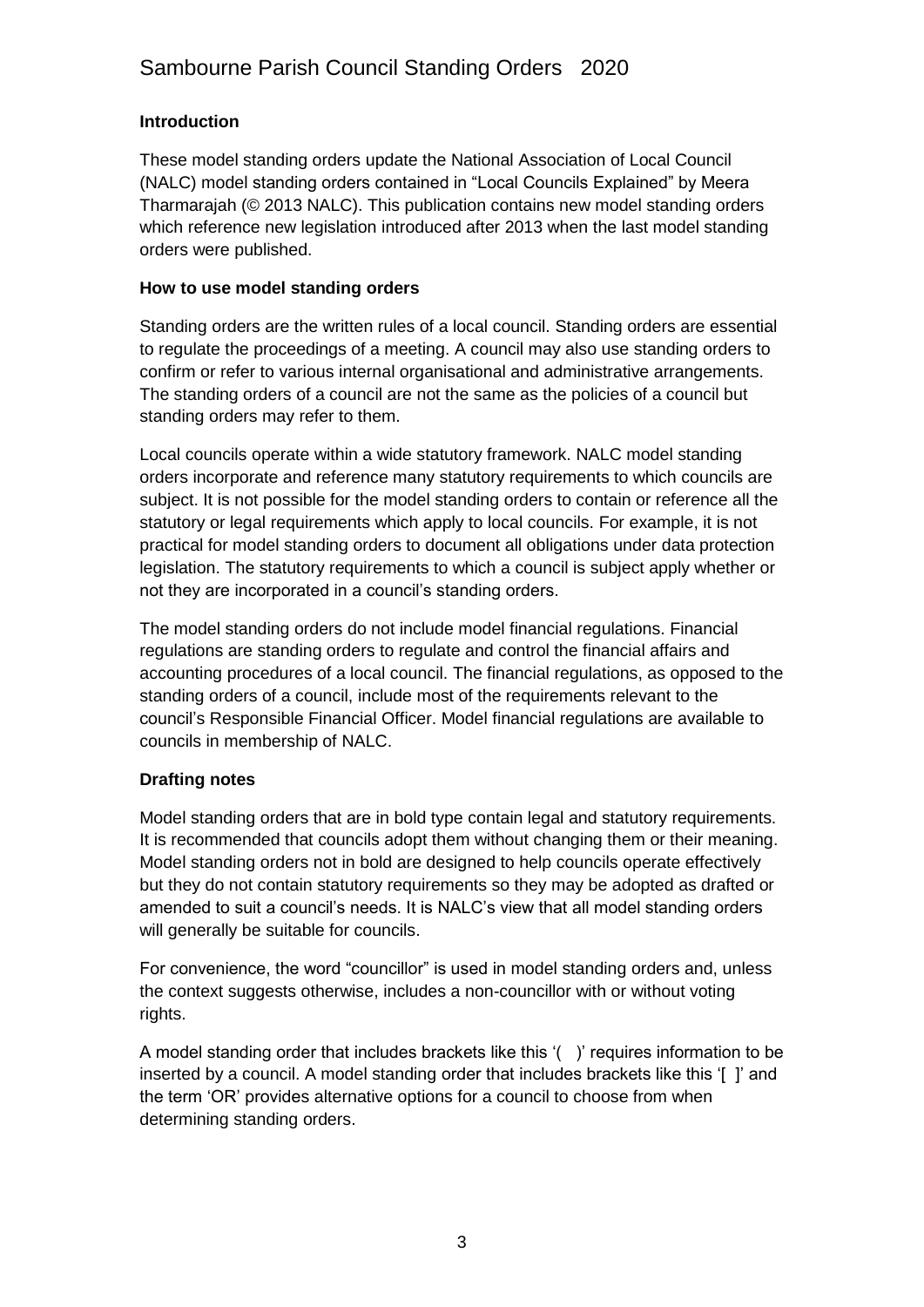### Introduction

These model standing orders update the National Association of Local Council (NALC) model standing orders contained in "Local Councils Explained" by Meera Tharmarajah (© 2013 NALC). This publication contains new model standing orders which reference new legislation introduced after 2013 when the last model standing orders were published.

### How to use model standing orders

Standing orders are the written rules of a local council. Standing orders are essential to regulate the proceedings of a meeting. A council may also use standing orders to confirm or refer to various internal organisational and administrative arrangements. The standing orders of a council are not the same as the policies of a council but standing orders may refer to them.

Local councils operate within a wide statutory framework. NALC model standing orders incorporate and reference many statutory requirements to which councils are subject. It is not possible for the model standing orders to contain or reference all the statutory or legal requirements which apply to local councils. For example, it is not practical for model standing orders to document all obligations under data protection legislation. The statutory requirements to which a council is subject apply whether or not they are incorporated in a council's standing orders.

The model standing orders do not include model financial regulations. Financial regulations are standing orders to regulate and control the financial affairs and accounting procedures of a local council. The financial regulations, as opposed to the standing orders of a council, include most of the requirements relevant to the council's Responsible Financial Officer. Model financial regulations are available to councils in membership of NALC.

### Drafting notes

Model standing orders that are in bold type contain legal and statutory requirements. It is recommended that councils adopt them without changing them or their meaning. Model standing orders not in bold are designed to help councils operate effectively but they do not contain statutory requirements so they may be adopted as drafted or amended to suit a council's needs. It is NALC's view that all model standing orders will generally be suitable for councils.

For convenience, the word "councillor" is used in model standing orders and, unless the context suggests otherwise, includes a non-councillor with or without voting rights.

A model standing order that includes brackets like this '( )' requires information to be inserted by a council. A model standing order that includes brackets like this '[ ]' and the term 'OR' provides alternative options for a council to choose from when determining standing orders.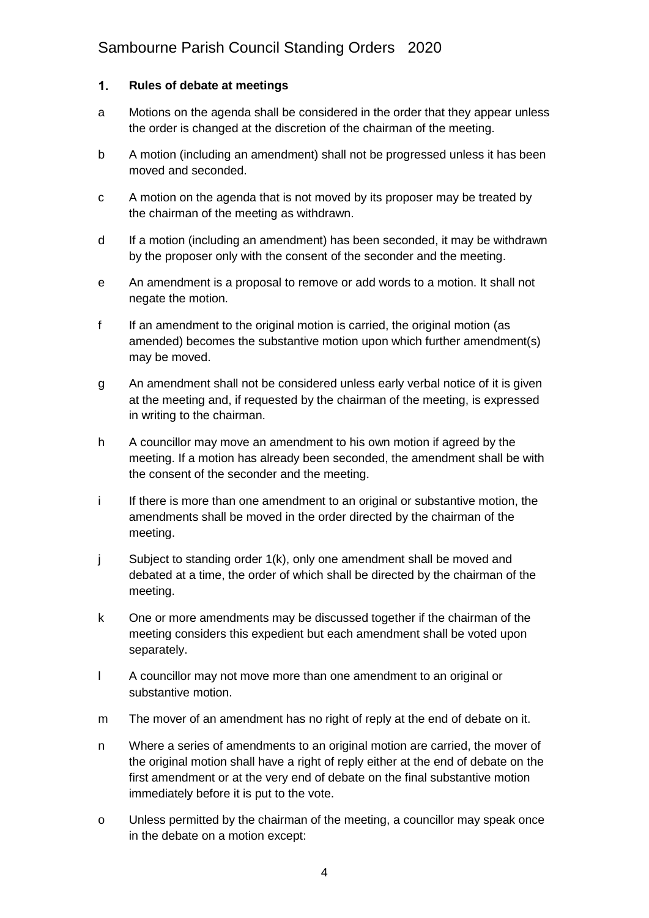## 1. Rules of debate at meetings

a Motions on the agenda shall be considered in the order that they appear unless the order is changed at the discretion of the chairman of the meeting.

b A motion (including an amendment) shall not be progressed unless it has been moved and seconded.

c A motion on the agenda that is not moved by its proposer may be treated by the chairman of the meeting as withdrawn.

d If a motion (including an amendment) has been seconded, it may be withdrawn by the proposer only with the consent of the seconder and the meeting.

e An amendment is a proposal to remove or add words to a motion. It shall not negate the motion.

f If an amendment to the original motion is carried, the original motion (as amended) becomes the substantive motion upon which further amendment(s) may be moved.

g An amendment shall not be considered unless early verbal notice of it is given at the meeting and, if requested by the chairman of the meeting, is expressed in writing to the chairman.

h A councillor may move an amendment to his own motion if agreed by the meeting. If a motion has already been seconded, the amendment shall be with the consent of the seconder and the meeting.

i If there is more than one amendment to an original or substantive motion, the amendments shall be moved in the order directed by the chairman of the meeting.

j Subject to standing order 1(k), only one amendment shall be moved and debated at a time, the order of which shall be directed by the chairman of the meeting.

k One or more amendments may be discussed together if the chairman of the meeting considers this expedient but each amendment shall be voted upon separately.

l A councillor may not move more than one amendment to an original or substantive motion.

m The mover of an amendment has no right of reply at the end of debate on it.

n Where a series of amendments to an original motion are carried, the mover of the original motion shall have a right of reply either at the end of debate on the first amendment or at the very end of debate on the final substantive motion immediately before it is put to the vote.

o Unless permitted by the chairman of the meeting, a councillor may speak once in the debate on a motion except: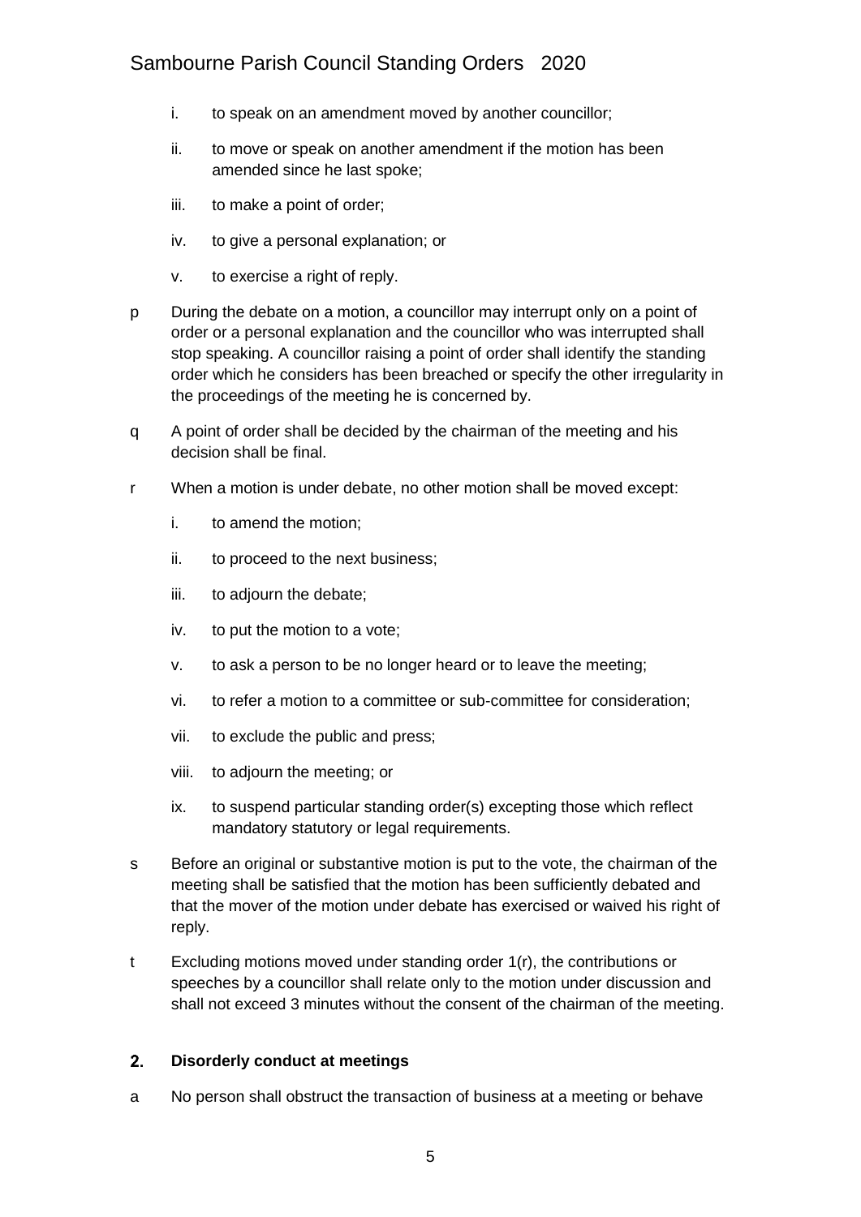i. to speak on an amendment moved by another councillor;

ii. to move or speak on another amendment if the motion has been amended since he last spoke;

iii. to make a point of order;

iv. to give a personal explanation; or

v. to exercise a right of reply.

p During the debate on a motion, a councillor may interrupt only on a point of order or a personal explanation and the councillor who was interrupted shall stop speaking. A councillor raising a point of order shall identify the standing order which he considers has been breached or specify the other irregularity in the proceedings of the meeting he is concerned by.

q A point of order shall be decided by the chairman of the meeting and his decision shall be final.

r When a motion is under debate, no other motion shall be moved except:

i. to amend the motion;

ii. to proceed to the next business;

iii. to adjourn the debate;

iv. to put the motion to a vote;

v. to ask a person to be no longer heard or to leave the meeting;

vi. to refer a motion to a committee or sub-committee for consideration;

vii. to exclude the public and press;

viii. to adjourn the meeting; or

ix. to suspend particular standing order(s) excepting those which reflect mandatory statutory or legal requirements.

s Before an original or substantive motion is put to the vote, the chairman of the meeting shall be satisfied that the motion has been sufficiently debated and that the mover of the motion under debate has exercised or waived his right of reply.

t Excluding motions moved under standing order 1(r), the contributions or speeches by a councillor shall relate only to the motion under discussion and shall not exceed 3 minutes without the consent of the chairman of the meeting.

## 2. Disorderly conduct at meetings

a No person shall obstruct the transaction of business at a meeting or behave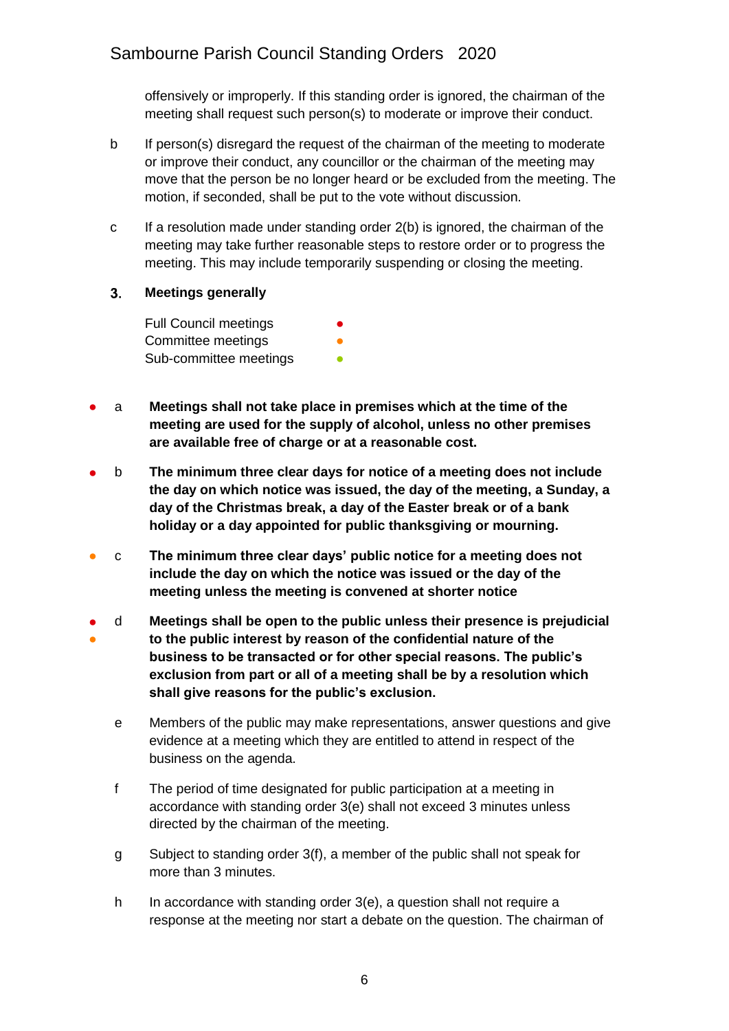offensively or improperly. If this standing order is ignored, the chairman of the meeting shall request such person(s) to moderate or improve their conduct.

b If person(s) disregard the request of the chairman of the meeting to moderate or improve their conduct, any councillor or the chairman of the meeting may move that the person be no longer heard or be excluded from the meeting. The motion, if seconded, shall be put to the vote without discussion.

c If a resolution made under standing order 2(b) is ignored, the chairman of the meeting may take further reasonable steps to restore order or to progress the meeting. This may include temporarily suspending or closing the meeting.

## 3. Meetings generally

Full Council meetings ●
Committee meetings ●
Sub-committee meetings ●

● a **Meetings shall not take place in premises which at the time of the meeting are used for the supply of alcohol, unless no other premises are available free of charge or at a reasonable cost.**

● b **The minimum three clear days for notice of a meeting does not include the day on which notice was issued, the day of the meeting, a Sunday, a day of the Christmas break, a day of the Easter break or of a bank holiday or a day appointed for public thanksgiving or mourning.**

● c **The minimum three clear days' public notice for a meeting does not include the day on which the notice was issued or the day of the meeting unless the meeting is convened at shorter notice**

● ● d **Meetings shall be open to the public unless their presence is prejudicial to the public interest by reason of the confidential nature of the business to be transacted or for other special reasons. The public's exclusion from part or all of a meeting shall be by a resolution which shall give reasons for the public's exclusion.**

e Members of the public may make representations, answer questions and give evidence at a meeting which they are entitled to attend in respect of the business on the agenda.

f The period of time designated for public participation at a meeting in accordance with standing order 3(e) shall not exceed 3 minutes unless directed by the chairman of the meeting.

g Subject to standing order 3(f), a member of the public shall not speak for more than 3 minutes.

h In accordance with standing order 3(e), a question shall not require a response at the meeting nor start a debate on the question. The chairman of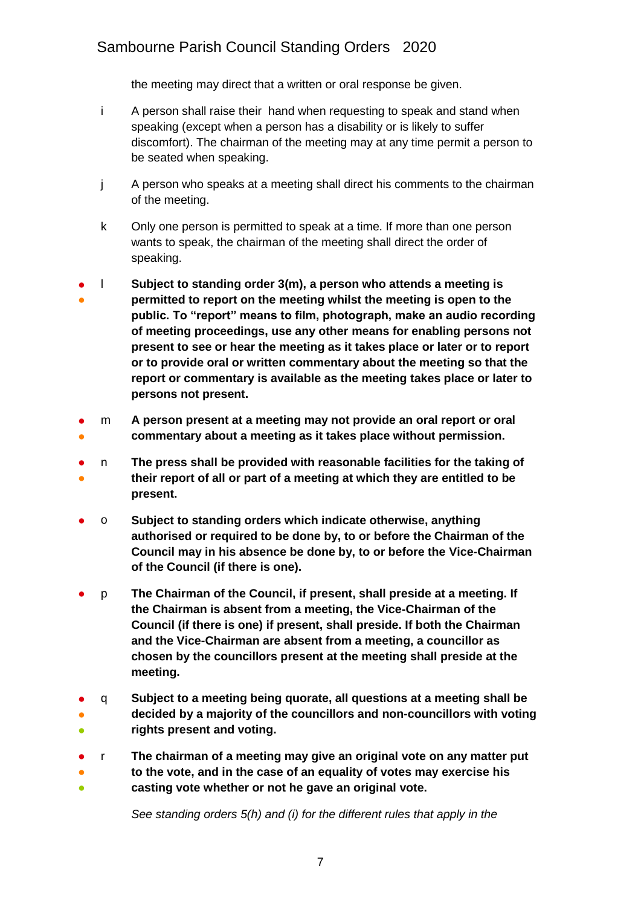the meeting may direct that a written or oral response be given.

i A person shall raise their hand when requesting to speak and stand when speaking (except when a person has a disability or is likely to suffer discomfort). The chairman of the meeting may at any time permit a person to be seated when speaking.

j A person who speaks at a meeting shall direct his comments to the chairman of the meeting.

k Only one person is permitted to speak at a time. If more than one person wants to speak, the chairman of the meeting shall direct the order of speaking.

l **Subject to standing order 3(m), a person who attends a meeting is permitted to report on the meeting whilst the meeting is open to the public. To "report" means to film, photograph, make an audio recording of meeting proceedings, use any other means for enabling persons not present to see or hear the meeting as it takes place or later or to report or to provide oral or written commentary about the meeting so that the report or commentary is available as the meeting takes place or later to persons not present.**

m **A person present at a meeting may not provide an oral report or oral commentary about a meeting as it takes place without permission.**

n **The press shall be provided with reasonable facilities for the taking of their report of all or part of a meeting at which they are entitled to be present.**

o **Subject to standing orders which indicate otherwise, anything authorised or required to be done by, to or before the Chairman of the Council may in his absence be done by, to or before the Vice-Chairman of the Council (if there is one).**

p **The Chairman of the Council, if present, shall preside at a meeting. If the Chairman is absent from a meeting, the Vice-Chairman of the Council (if there is one) if present, shall preside. If both the Chairman and the Vice-Chairman are absent from a meeting, a councillor as chosen by the councillors present at the meeting shall preside at the meeting.**

q **Subject to a meeting being quorate, all questions at a meeting shall be decided by a majority of the councillors and non-councillors with voting rights present and voting.**

r **The chairman of a meeting may give an original vote on any matter put to the vote, and in the case of an equality of votes may exercise his casting vote whether or not he gave an original vote.**

*See standing orders 5(h) and (i) for the different rules that apply in the*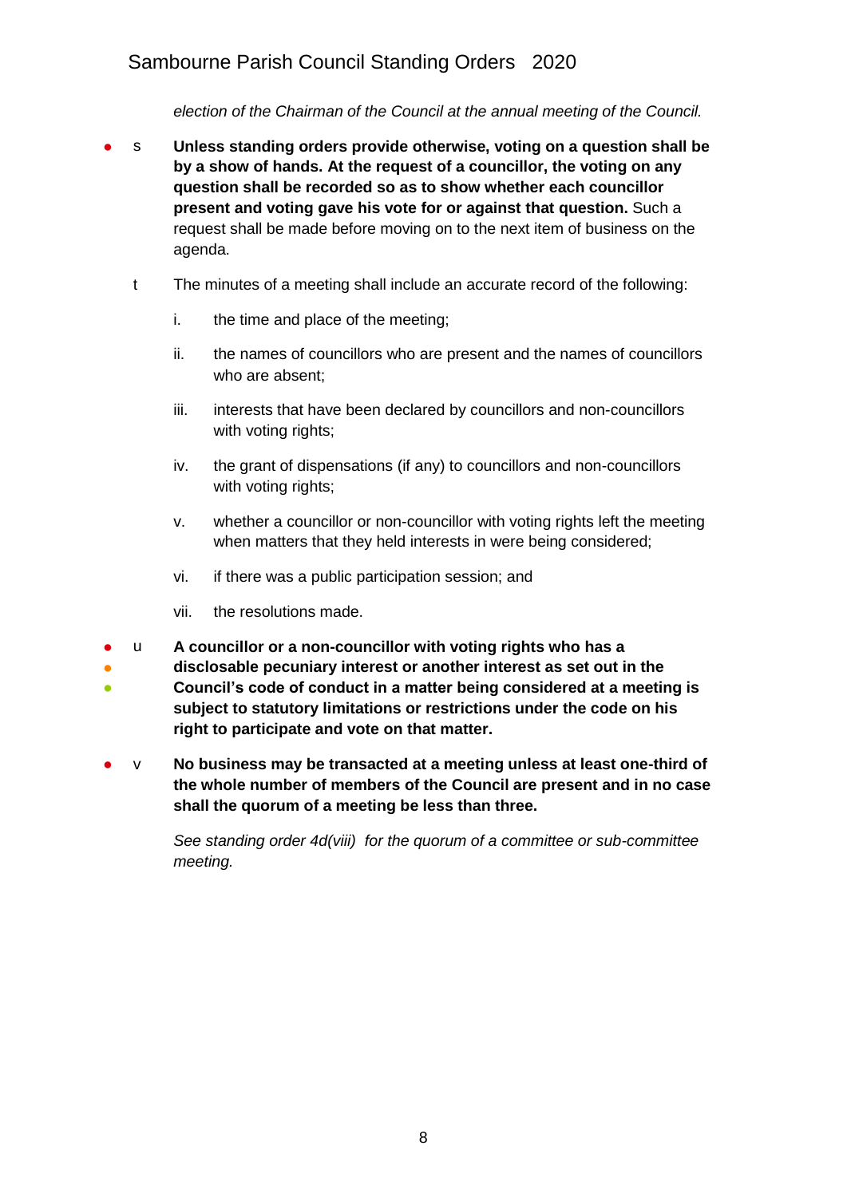*election of the Chairman of the Council at the annual meeting of the Council.*

- s **Unless standing orders provide otherwise, voting on a question shall be by a show of hands. At the request of a councillor, the voting on any question shall be recorded so as to show whether each councillor present and voting gave his vote for or against that question.** Such a request shall be made before moving on to the next item of business on the agenda.

t The minutes of a meeting shall include an accurate record of the following:

i. the time and place of the meeting;

ii. the names of councillors who are present and the names of councillors who are absent;

iii. interests that have been declared by councillors and non-councillors with voting rights;

iv. the grant of dispensations (if any) to councillors and non-councillors with voting rights;

v. whether a councillor or non-councillor with voting rights left the meeting when matters that they held interests in were being considered;

vi. if there was a public participation session; and

vii. the resolutions made.

- u **A councillor or a non-councillor with voting rights who has a disclosable pecuniary interest or another interest as set out in the Council's code of conduct in a matter being considered at a meeting is subject to statutory limitations or restrictions under the code on his right to participate and vote on that matter.**

- v **No business may be transacted at a meeting unless at least one-third of the whole number of members of the Council are present and in no case shall the quorum of a meeting be less than three.**

*See standing order 4d(viii) for the quorum of a committee or sub-committee meeting.*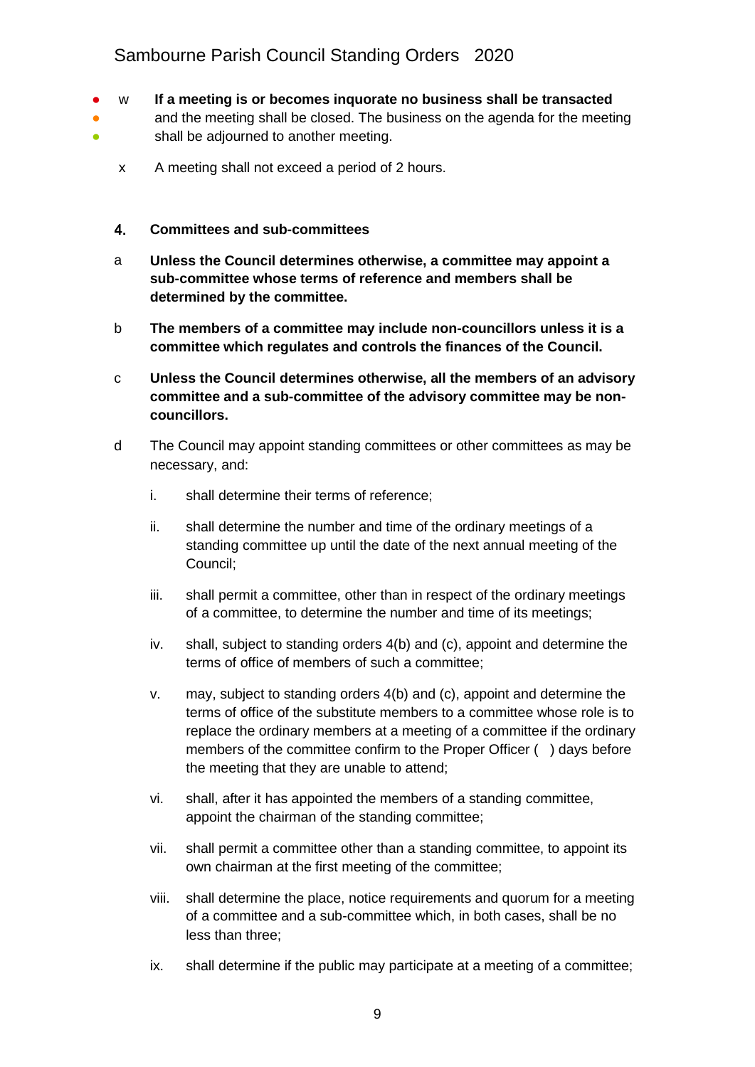w **If a meeting is or becomes inquorate no business shall be transacted** and the meeting shall be closed. The business on the agenda for the meeting shall be adjourned to another meeting.

x A meeting shall not exceed a period of 2 hours.

## 4. Committees and sub-committees

a **Unless the Council determines otherwise, a committee may appoint a sub-committee whose terms of reference and members shall be determined by the committee.**

b **The members of a committee may include non-councillors unless it is a committee which regulates and controls the finances of the Council.**

c **Unless the Council determines otherwise, all the members of an advisory committee and a sub-committee of the advisory committee may be non-councillors.**

d The Council may appoint standing committees or other committees as may be necessary, and:

i. shall determine their terms of reference;

ii. shall determine the number and time of the ordinary meetings of a standing committee up until the date of the next annual meeting of the Council;

iii. shall permit a committee, other than in respect of the ordinary meetings of a committee, to determine the number and time of its meetings;

iv. shall, subject to standing orders 4(b) and (c), appoint and determine the terms of office of members of such a committee;

v. may, subject to standing orders 4(b) and (c), appoint and determine the terms of office of the substitute members to a committee whose role is to replace the ordinary members at a meeting of a committee if the ordinary members of the committee confirm to the Proper Officer (  ) days before the meeting that they are unable to attend;

vi. shall, after it has appointed the members of a standing committee, appoint the chairman of the standing committee;

vii. shall permit a committee other than a standing committee, to appoint its own chairman at the first meeting of the committee;

viii. shall determine the place, notice requirements and quorum for a meeting of a committee and a sub-committee which, in both cases, shall be no less than three;

ix. shall determine if the public may participate at a meeting of a committee;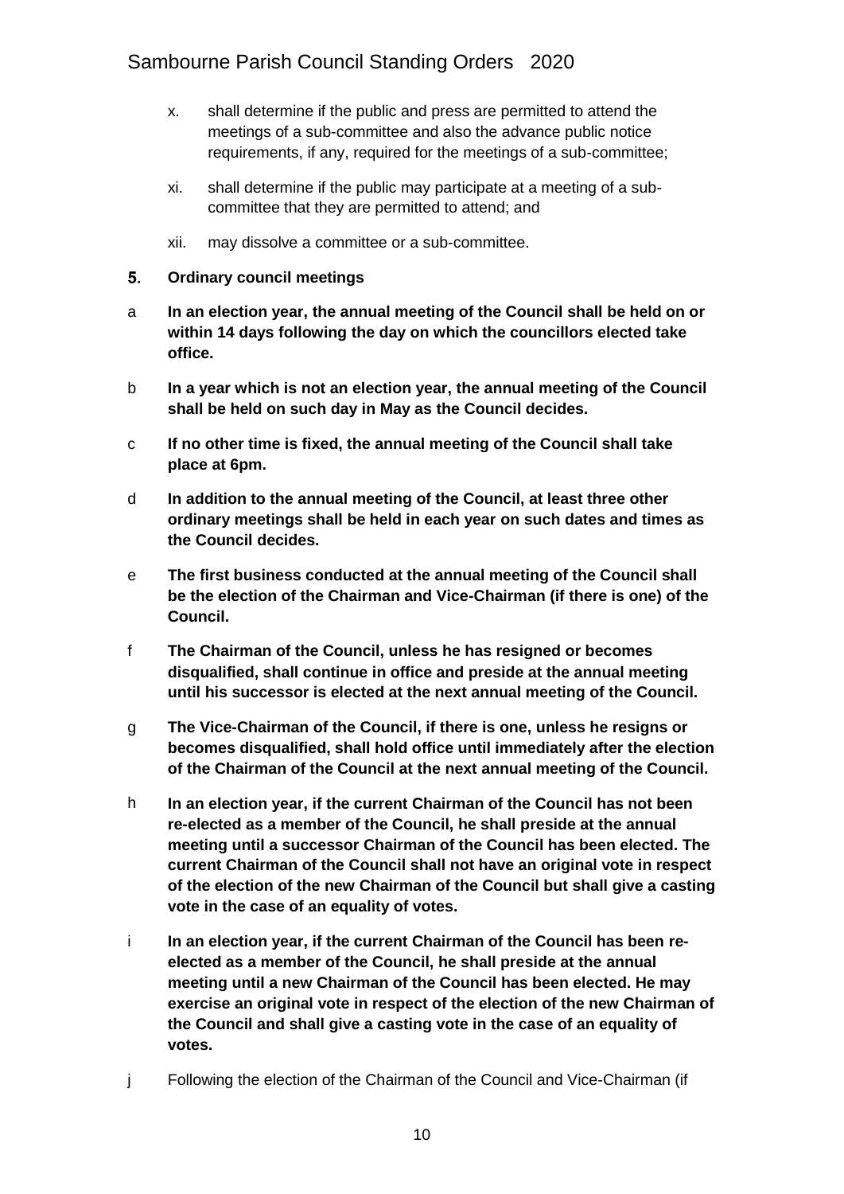x. shall determine if the public and press are permitted to attend the meetings of a sub-committee and also the advance public notice requirements, if any, required for the meetings of a sub-committee;

xi. shall determine if the public may participate at a meeting of a sub-committee that they are permitted to attend; and

xii. may dissolve a committee or a sub-committee.

## 5. Ordinary council meetings

a **In an election year, the annual meeting of the Council shall be held on or within 14 days following the day on which the councillors elected take office.**

b **In a year which is not an election year, the annual meeting of the Council shall be held on such day in May as the Council decides.**

c **If no other time is fixed, the annual meeting of the Council shall take place at 6pm.**

d **In addition to the annual meeting of the Council, at least three other ordinary meetings shall be held in each year on such dates and times as the Council decides.**

e **The first business conducted at the annual meeting of the Council shall be the election of the Chairman and Vice-Chairman (if there is one) of the Council.**

f **The Chairman of the Council, unless he has resigned or becomes disqualified, shall continue in office and preside at the annual meeting until his successor is elected at the next annual meeting of the Council.**

g **The Vice-Chairman of the Council, if there is one, unless he resigns or becomes disqualified, shall hold office until immediately after the election of the Chairman of the Council at the next annual meeting of the Council.**

h **In an election year, if the current Chairman of the Council has not been re-elected as a member of the Council, he shall preside at the annual meeting until a successor Chairman of the Council has been elected. The current Chairman of the Council shall not have an original vote in respect of the election of the new Chairman of the Council but shall give a casting vote in the case of an equality of votes.**

i **In an election year, if the current Chairman of the Council has been re-elected as a member of the Council, he shall preside at the annual meeting until a new Chairman of the Council has been elected. He may exercise an original vote in respect of the election of the new Chairman of the Council and shall give a casting vote in the case of an equality of votes.**

j Following the election of the Chairman of the Council and Vice-Chairman (if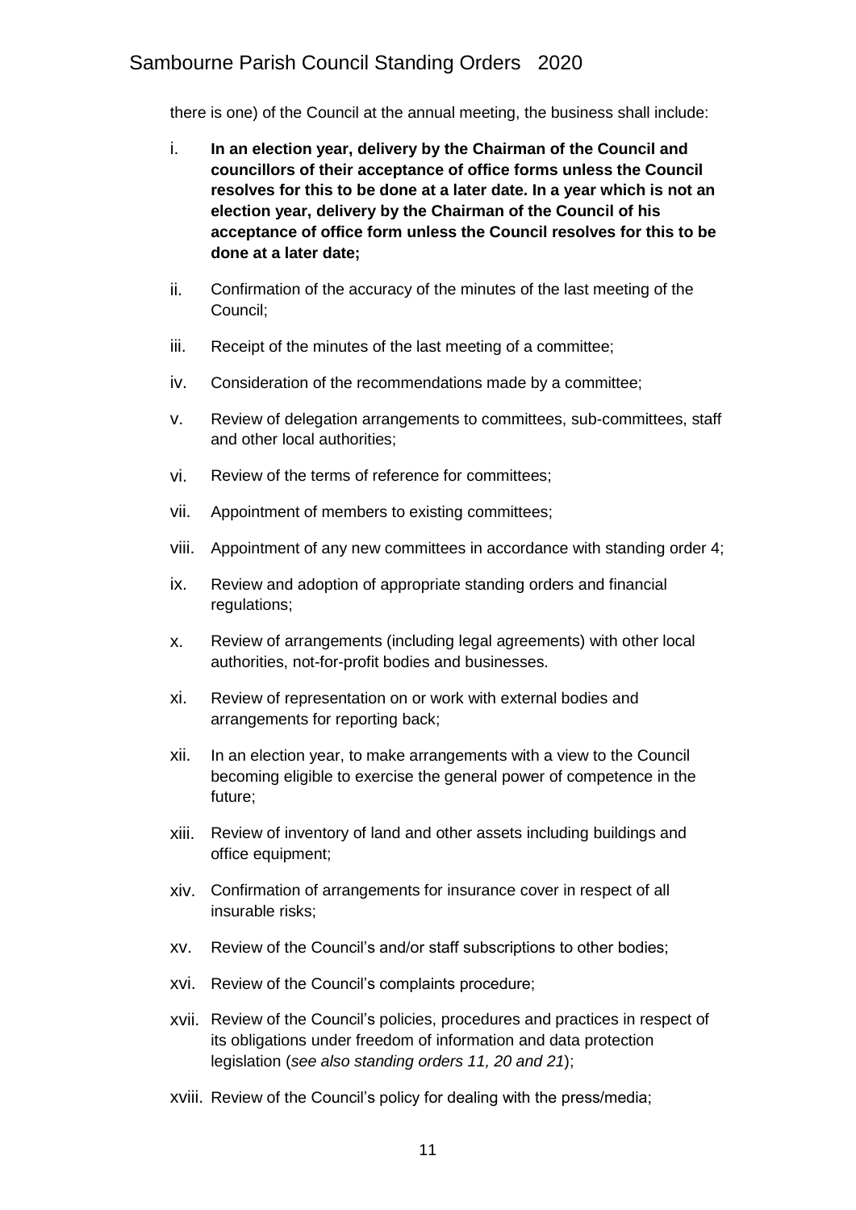there is one) of the Council at the annual meeting, the business shall include:

i. **In an election year, delivery by the Chairman of the Council and councillors of their acceptance of office forms unless the Council resolves for this to be done at a later date. In a year which is not an election year, delivery by the Chairman of the Council of his acceptance of office form unless the Council resolves for this to be done at a later date;**

ii. Confirmation of the accuracy of the minutes of the last meeting of the Council;

iii. Receipt of the minutes of the last meeting of a committee;

iv. Consideration of the recommendations made by a committee;

v. Review of delegation arrangements to committees, sub-committees, staff and other local authorities;

vi. Review of the terms of reference for committees;

vii. Appointment of members to existing committees;

viii. Appointment of any new committees in accordance with standing order 4;

ix. Review and adoption of appropriate standing orders and financial regulations;

x. Review of arrangements (including legal agreements) with other local authorities, not-for-profit bodies and businesses.

xi. Review of representation on or work with external bodies and arrangements for reporting back;

xii. In an election year, to make arrangements with a view to the Council becoming eligible to exercise the general power of competence in the future;

xiii. Review of inventory of land and other assets including buildings and office equipment;

xiv. Confirmation of arrangements for insurance cover in respect of all insurable risks;

xv. Review of the Council's and/or staff subscriptions to other bodies;

xvi. Review of the Council's complaints procedure;

xvii. Review of the Council's policies, procedures and practices in respect of its obligations under freedom of information and data protection legislation (*see also standing orders 11, 20 and 21*);

xviii. Review of the Council's policy for dealing with the press/media;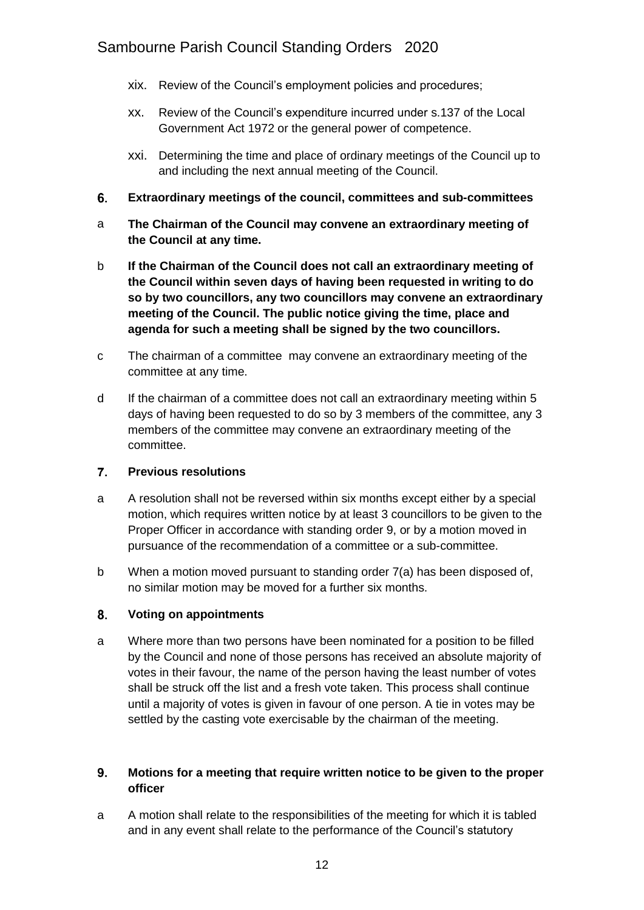xix. Review of the Council's employment policies and procedures;

xx. Review of the Council's expenditure incurred under s.137 of the Local Government Act 1972 or the general power of competence.

xxi. Determining the time and place of ordinary meetings of the Council up to and including the next annual meeting of the Council.

## 6. Extraordinary meetings of the council, committees and sub-committees

a **The Chairman of the Council may convene an extraordinary meeting of the Council at any time.**

b **If the Chairman of the Council does not call an extraordinary meeting of the Council within seven days of having been requested in writing to do so by two councillors, any two councillors may convene an extraordinary meeting of the Council. The public notice giving the time, place and agenda for such a meeting shall be signed by the two councillors.**

c The chairman of a committee may convene an extraordinary meeting of the committee at any time.

d If the chairman of a committee does not call an extraordinary meeting within 5 days of having been requested to do so by 3 members of the committee, any 3 members of the committee may convene an extraordinary meeting of the committee.

## 7. Previous resolutions

a A resolution shall not be reversed within six months except either by a special motion, which requires written notice by at least 3 councillors to be given to the Proper Officer in accordance with standing order 9, or by a motion moved in pursuance of the recommendation of a committee or a sub-committee.

b When a motion moved pursuant to standing order 7(a) has been disposed of, no similar motion may be moved for a further six months.

## 8. Voting on appointments

a Where more than two persons have been nominated for a position to be filled by the Council and none of those persons has received an absolute majority of votes in their favour, the name of the person having the least number of votes shall be struck off the list and a fresh vote taken. This process shall continue until a majority of votes is given in favour of one person. A tie in votes may be settled by the casting vote exercisable by the chairman of the meeting.

## 9. Motions for a meeting that require written notice to be given to the proper officer

a A motion shall relate to the responsibilities of the meeting for which it is tabled and in any event shall relate to the performance of the Council's statutory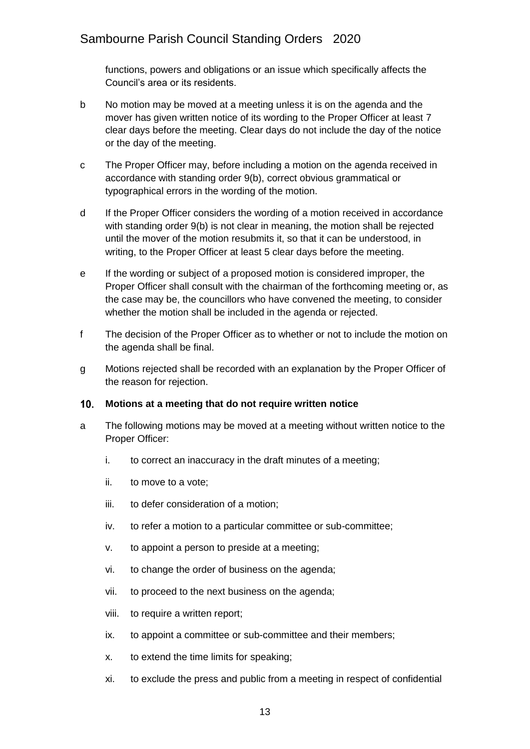functions, powers and obligations or an issue which specifically affects the Council's area or its residents.

b No motion may be moved at a meeting unless it is on the agenda and the mover has given written notice of its wording to the Proper Officer at least 7 clear days before the meeting. Clear days do not include the day of the notice or the day of the meeting.

c The Proper Officer may, before including a motion on the agenda received in accordance with standing order 9(b), correct obvious grammatical or typographical errors in the wording of the motion.

d If the Proper Officer considers the wording of a motion received in accordance with standing order 9(b) is not clear in meaning, the motion shall be rejected until the mover of the motion resubmits it, so that it can be understood, in writing, to the Proper Officer at least 5 clear days before the meeting.

e If the wording or subject of a proposed motion is considered improper, the Proper Officer shall consult with the chairman of the forthcoming meeting or, as the case may be, the councillors who have convened the meeting, to consider whether the motion shall be included in the agenda or rejected.

f The decision of the Proper Officer as to whether or not to include the motion on the agenda shall be final.

g Motions rejected shall be recorded with an explanation by the Proper Officer of the reason for rejection.

## 10. Motions at a meeting that do not require written notice

a The following motions may be moved at a meeting without written notice to the Proper Officer:

i. to correct an inaccuracy in the draft minutes of a meeting;

ii. to move to a vote;

iii. to defer consideration of a motion;

iv. to refer a motion to a particular committee or sub-committee;

v. to appoint a person to preside at a meeting;

vi. to change the order of business on the agenda;

vii. to proceed to the next business on the agenda;

viii. to require a written report;

ix. to appoint a committee or sub-committee and their members;

x. to extend the time limits for speaking;

xi. to exclude the press and public from a meeting in respect of confidential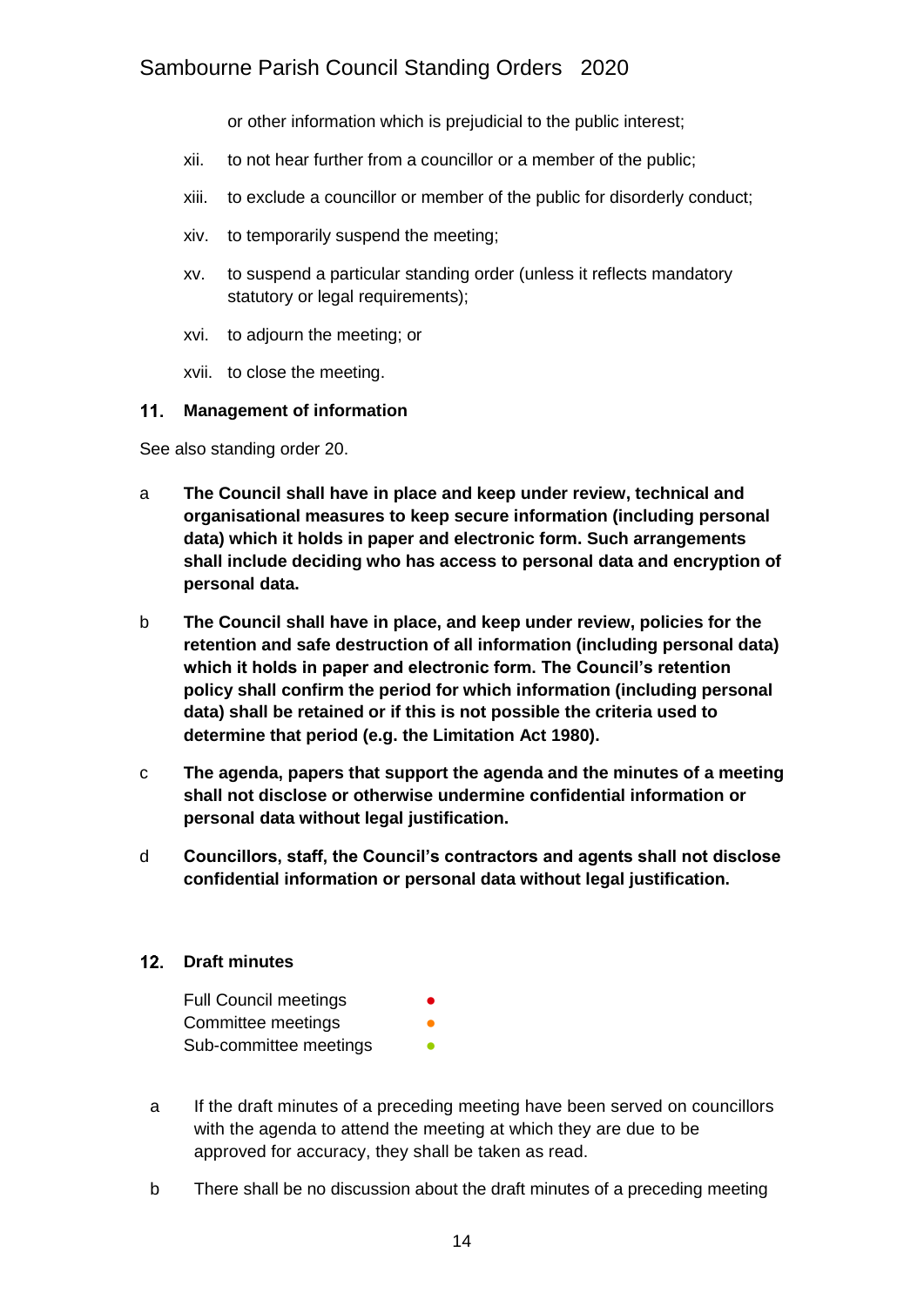or other information which is prejudicial to the public interest;

xii. to not hear further from a councillor or a member of the public;

xiii. to exclude a councillor or member of the public for disorderly conduct;

xiv. to temporarily suspend the meeting;

xv. to suspend a particular standing order (unless it reflects mandatory statutory or legal requirements);

xvi. to adjourn the meeting; or

xvii. to close the meeting.

## 11. Management of information

See also standing order 20.

a **The Council shall have in place and keep under review, technical and organisational measures to keep secure information (including personal data) which it holds in paper and electronic form. Such arrangements shall include deciding who has access to personal data and encryption of personal data.**

b **The Council shall have in place, and keep under review, policies for the retention and safe destruction of all information (including personal data) which it holds in paper and electronic form. The Council's retention policy shall confirm the period for which information (including personal data) shall be retained or if this is not possible the criteria used to determine that period (e.g. the Limitation Act 1980).**

c **The agenda, papers that support the agenda and the minutes of a meeting shall not disclose or otherwise undermine confidential information or personal data without legal justification.**

d **Councillors, staff, the Council's contractors and agents shall not disclose confidential information or personal data without legal justification.**

## 12. Draft minutes

Full Council meetings ●
Committee meetings ●
Sub-committee meetings ●

a If the draft minutes of a preceding meeting have been served on councillors with the agenda to attend the meeting at which they are due to be approved for accuracy, they shall be taken as read.

b There shall be no discussion about the draft minutes of a preceding meeting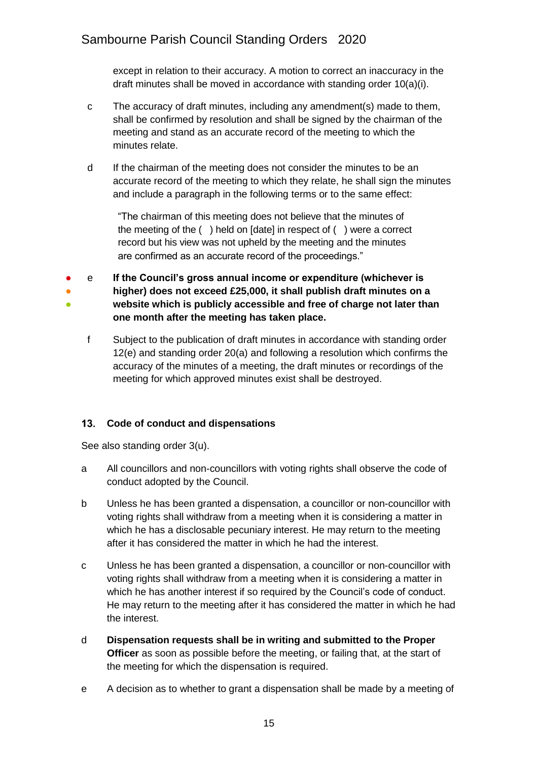except in relation to their accuracy. A motion to correct an inaccuracy in the draft minutes shall be moved in accordance with standing order 10(a)(i).

c The accuracy of draft minutes, including any amendment(s) made to them, shall be confirmed by resolution and shall be signed by the chairman of the meeting and stand as an accurate record of the meeting to which the minutes relate.

d If the chairman of the meeting does not consider the minutes to be an accurate record of the meeting to which they relate, he shall sign the minutes and include a paragraph in the following terms or to the same effect:

> "The chairman of this meeting does not believe that the minutes of the meeting of the ( ) held on [date] in respect of ( ) were a correct record but his view was not upheld by the meeting and the minutes are confirmed as an accurate record of the proceedings."

● ● ● e **If the Council's gross annual income or expenditure (whichever is higher) does not exceed £25,000, it shall publish draft minutes on a website which is publicly accessible and free of charge not later than one month after the meeting has taken place.**

f Subject to the publication of draft minutes in accordance with standing order 12(e) and standing order 20(a) and following a resolution which confirms the accuracy of the minutes of a meeting, the draft minutes or recordings of the meeting for which approved minutes exist shall be destroyed.

## 13. Code of conduct and dispensations

See also standing order 3(u).

a All councillors and non-councillors with voting rights shall observe the code of conduct adopted by the Council.

b Unless he has been granted a dispensation, a councillor or non-councillor with voting rights shall withdraw from a meeting when it is considering a matter in which he has a disclosable pecuniary interest. He may return to the meeting after it has considered the matter in which he had the interest.

c Unless he has been granted a dispensation, a councillor or non-councillor with voting rights shall withdraw from a meeting when it is considering a matter in which he has another interest if so required by the Council's code of conduct. He may return to the meeting after it has considered the matter in which he had the interest.

d **Dispensation requests shall be in writing and submitted to the Proper Officer** as soon as possible before the meeting, or failing that, at the start of the meeting for which the dispensation is required.

e A decision as to whether to grant a dispensation shall be made by a meeting of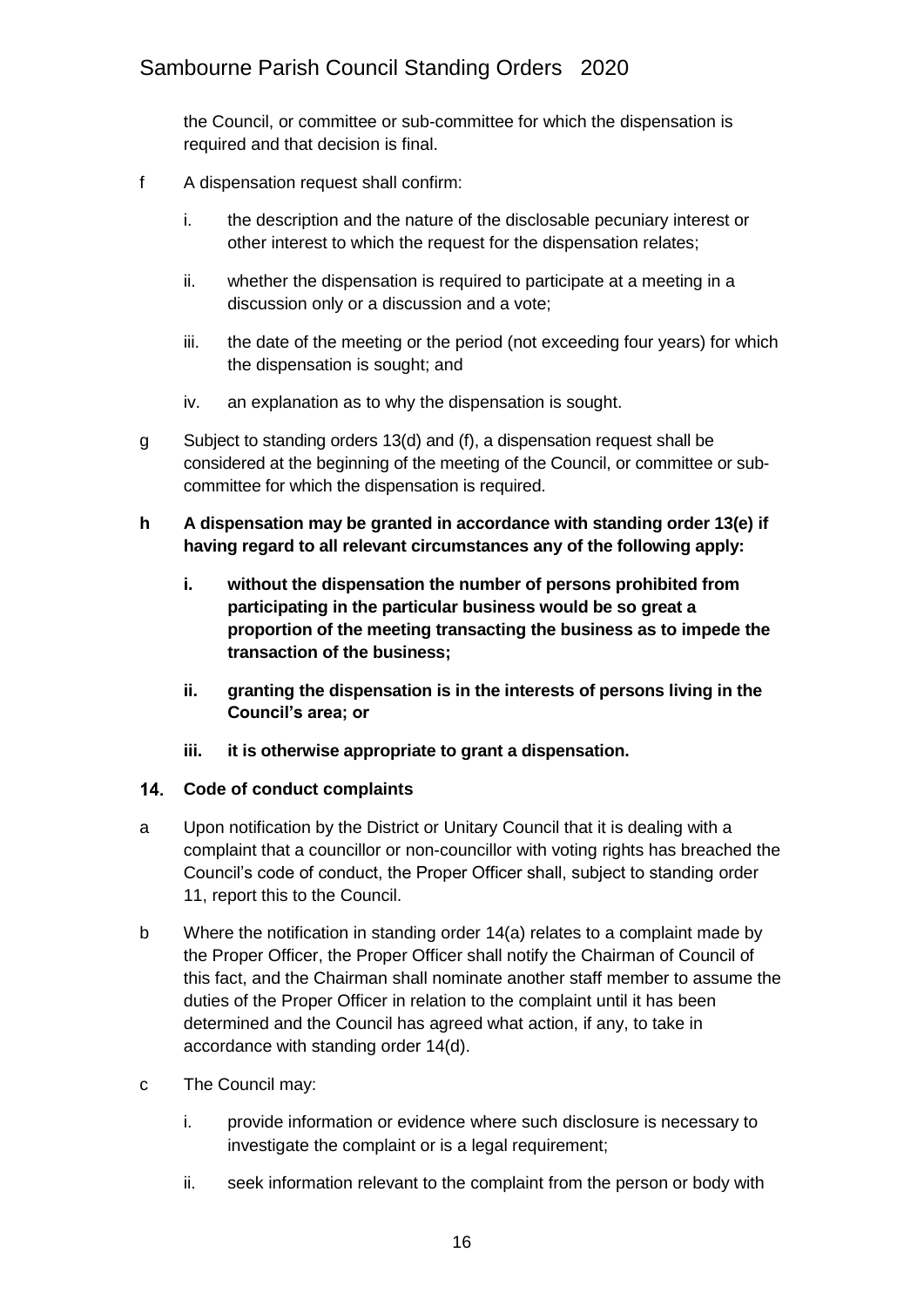the Council, or committee or sub-committee for which the dispensation is required and that decision is final.

f A dispensation request shall confirm:

  i. the description and the nature of the disclosable pecuniary interest or other interest to which the request for the dispensation relates;

  ii. whether the dispensation is required to participate at a meeting in a discussion only or a discussion and a vote;

  iii. the date of the meeting or the period (not exceeding four years) for which the dispensation is sought; and

  iv. an explanation as to why the dispensation is sought.

g Subject to standing orders 13(d) and (f), a dispensation request shall be considered at the beginning of the meeting of the Council, or committee or sub-committee for which the dispensation is required.

**h A dispensation may be granted in accordance with standing order 13(e) if having regard to all relevant circumstances any of the following apply:**

  **i. without the dispensation the number of persons prohibited from participating in the particular business would be so great a proportion of the meeting transacting the business as to impede the transaction of the business;**

  **ii. granting the dispensation is in the interests of persons living in the Council's area; or**

  **iii. it is otherwise appropriate to grant a dispensation.**

## 14. Code of conduct complaints

a Upon notification by the District or Unitary Council that it is dealing with a complaint that a councillor or non-councillor with voting rights has breached the Council's code of conduct, the Proper Officer shall, subject to standing order 11, report this to the Council.

b Where the notification in standing order 14(a) relates to a complaint made by the Proper Officer, the Proper Officer shall notify the Chairman of Council of this fact, and the Chairman shall nominate another staff member to assume the duties of the Proper Officer in relation to the complaint until it has been determined and the Council has agreed what action, if any, to take in accordance with standing order 14(d).

c The Council may:

  i. provide information or evidence where such disclosure is necessary to investigate the complaint or is a legal requirement;

  ii. seek information relevant to the complaint from the person or body with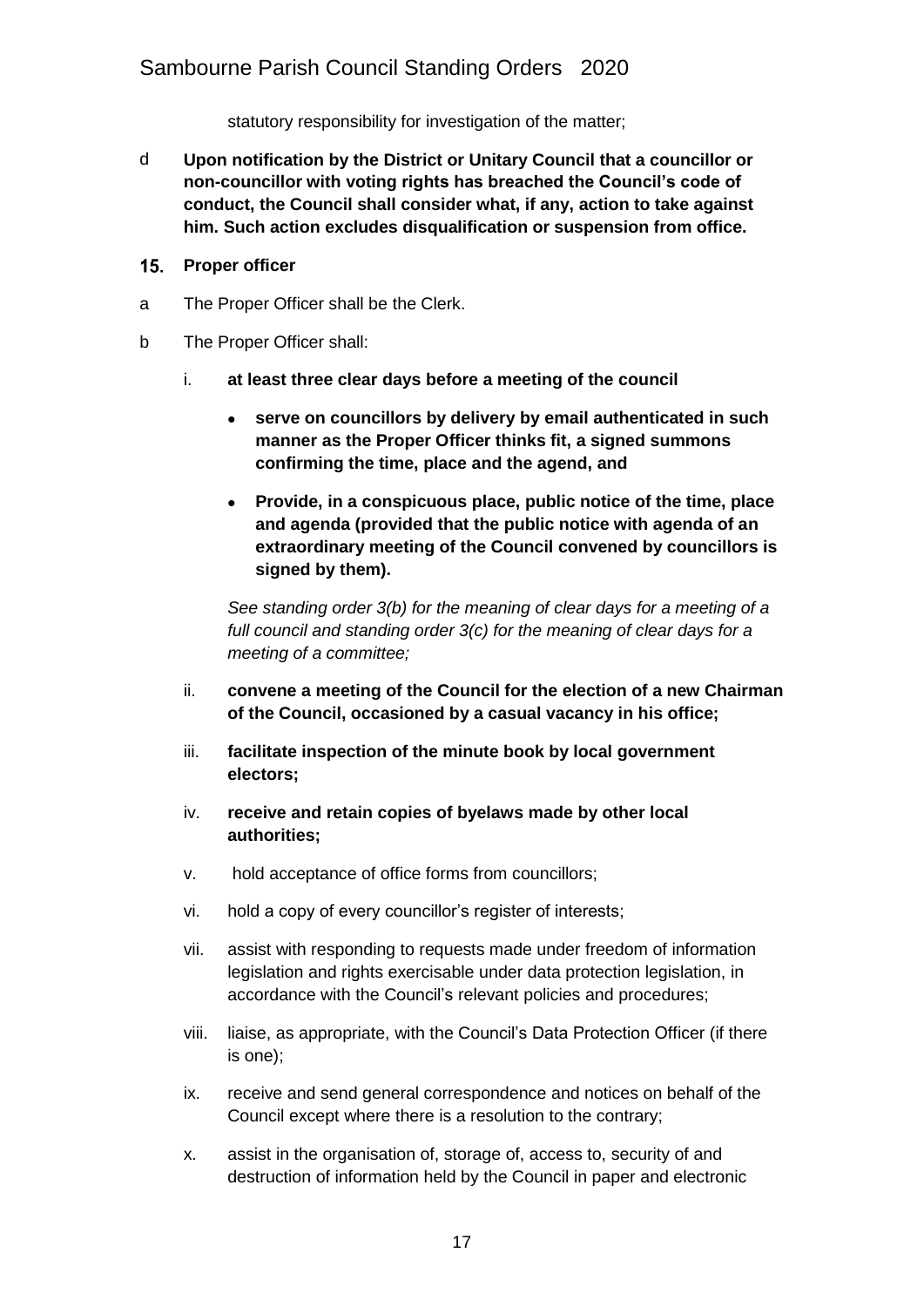statutory responsibility for investigation of the matter;

d **Upon notification by the District or Unitary Council that a councillor or non-councillor with voting rights has breached the Council's code of conduct, the Council shall consider what, if any, action to take against him. Such action excludes disqualification or suspension from office.**

## 15. Proper officer

a The Proper Officer shall be the Clerk.

b The Proper Officer shall:

i. **at least three clear days before a meeting of the council**

- **serve on councillors by delivery by email authenticated in such manner as the Proper Officer thinks fit, a signed summons confirming the time, place and the agend, and**
- **Provide, in a conspicuous place, public notice of the time, place and agenda (provided that the public notice with agenda of an extraordinary meeting of the Council convened by councillors is signed by them).**

*See standing order 3(b) for the meaning of clear days for a meeting of a full council and standing order 3(c) for the meaning of clear days for a meeting of a committee;*

ii. **convene a meeting of the Council for the election of a new Chairman of the Council, occasioned by a casual vacancy in his office;**

iii. **facilitate inspection of the minute book by local government electors;**

iv. **receive and retain copies of byelaws made by other local authorities;**

v. hold acceptance of office forms from councillors;

vi. hold a copy of every councillor's register of interests;

vii. assist with responding to requests made under freedom of information legislation and rights exercisable under data protection legislation, in accordance with the Council's relevant policies and procedures;

viii. liaise, as appropriate, with the Council's Data Protection Officer (if there is one);

ix. receive and send general correspondence and notices on behalf of the Council except where there is a resolution to the contrary;

x. assist in the organisation of, storage of, access to, security of and destruction of information held by the Council in paper and electronic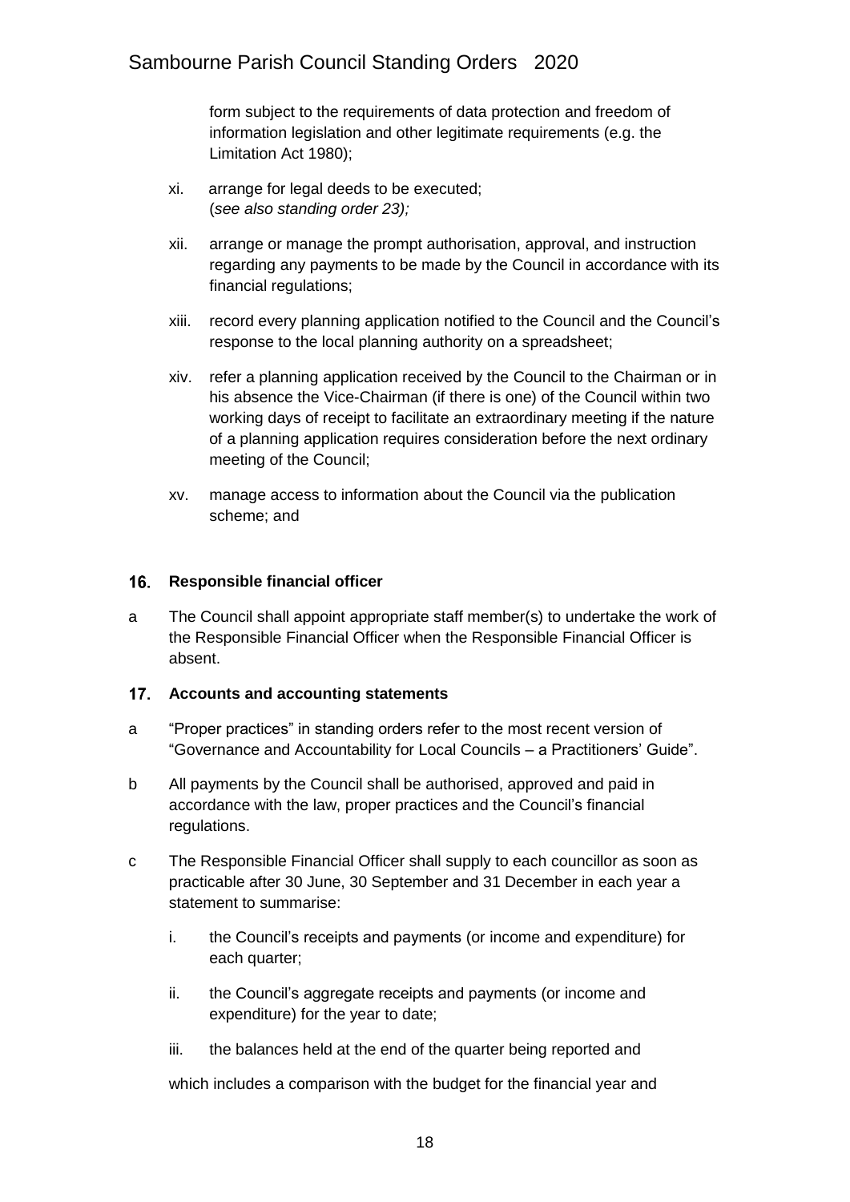form subject to the requirements of data protection and freedom of information legislation and other legitimate requirements (e.g. the Limitation Act 1980);

xi. arrange for legal deeds to be executed;
(*see also standing order 23);*

xii. arrange or manage the prompt authorisation, approval, and instruction regarding any payments to be made by the Council in accordance with its financial regulations;

xiii. record every planning application notified to the Council and the Council's response to the local planning authority on a spreadsheet;

xiv. refer a planning application received by the Council to the Chairman or in his absence the Vice-Chairman (if there is one) of the Council within two working days of receipt to facilitate an extraordinary meeting if the nature of a planning application requires consideration before the next ordinary meeting of the Council;

xv. manage access to information about the Council via the publication scheme; and

## 16. Responsible financial officer

a The Council shall appoint appropriate staff member(s) to undertake the work of the Responsible Financial Officer when the Responsible Financial Officer is absent.

## 17. Accounts and accounting statements

a "Proper practices" in standing orders refer to the most recent version of "Governance and Accountability for Local Councils – a Practitioners' Guide".

b All payments by the Council shall be authorised, approved and paid in accordance with the law, proper practices and the Council's financial regulations.

c The Responsible Financial Officer shall supply to each councillor as soon as practicable after 30 June, 30 September and 31 December in each year a statement to summarise:

i. the Council's receipts and payments (or income and expenditure) for each quarter;

ii. the Council's aggregate receipts and payments (or income and expenditure) for the year to date;

iii. the balances held at the end of the quarter being reported and

which includes a comparison with the budget for the financial year and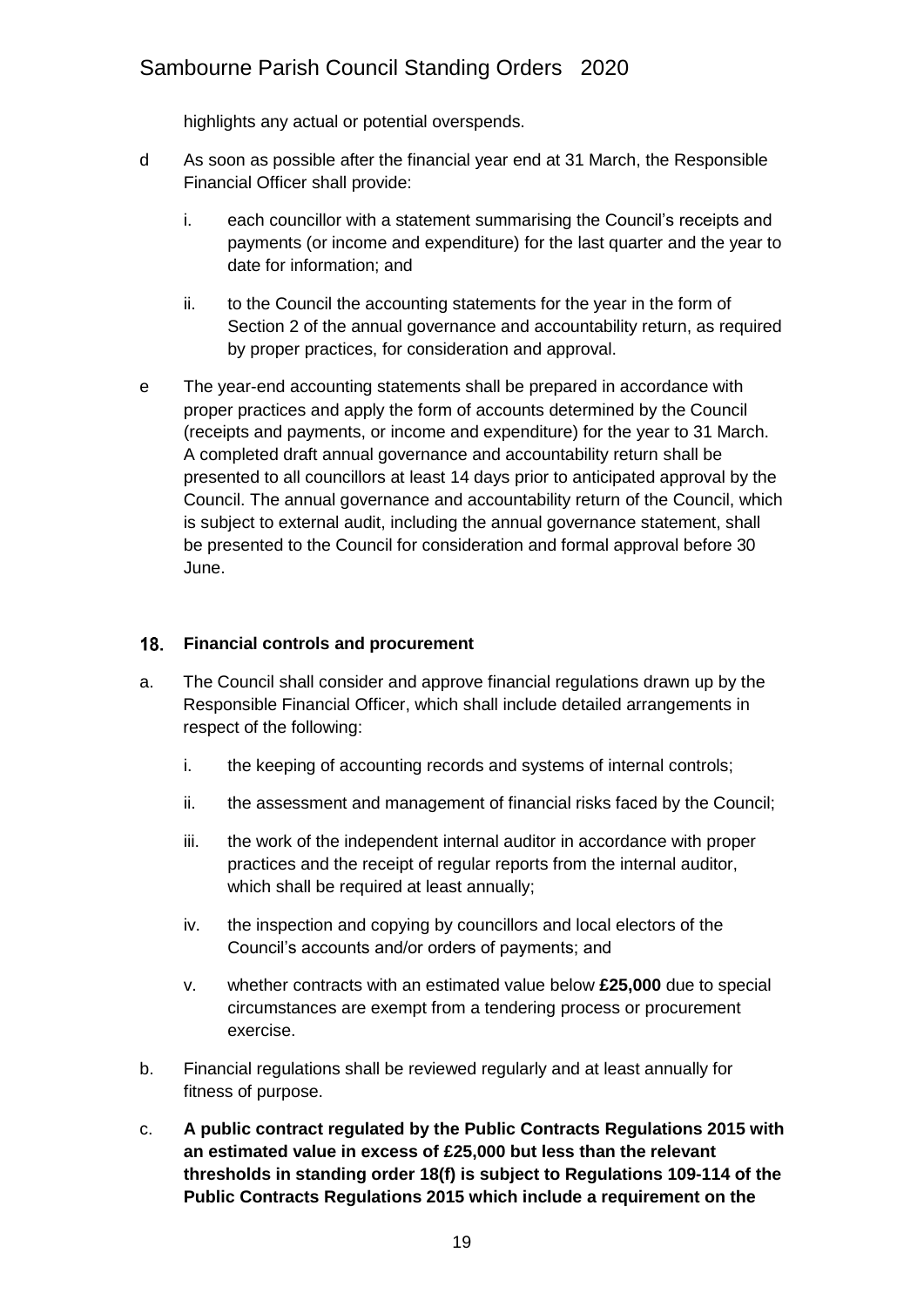highlights any actual or potential overspends.

d As soon as possible after the financial year end at 31 March, the Responsible Financial Officer shall provide:

  i. each councillor with a statement summarising the Council's receipts and payments (or income and expenditure) for the last quarter and the year to date for information; and

  ii. to the Council the accounting statements for the year in the form of Section 2 of the annual governance and accountability return, as required by proper practices, for consideration and approval.

e The year-end accounting statements shall be prepared in accordance with proper practices and apply the form of accounts determined by the Council (receipts and payments, or income and expenditure) for the year to 31 March. A completed draft annual governance and accountability return shall be presented to all councillors at least 14 days prior to anticipated approval by the Council. The annual governance and accountability return of the Council, which is subject to external audit, including the annual governance statement, shall be presented to the Council for consideration and formal approval before 30 June.

## 18. Financial controls and procurement

a. The Council shall consider and approve financial regulations drawn up by the Responsible Financial Officer, which shall include detailed arrangements in respect of the following:

  i. the keeping of accounting records and systems of internal controls;

  ii. the assessment and management of financial risks faced by the Council;

  iii. the work of the independent internal auditor in accordance with proper practices and the receipt of regular reports from the internal auditor, which shall be required at least annually;

  iv. the inspection and copying by councillors and local electors of the Council's accounts and/or orders of payments; and

  v. whether contracts with an estimated value below **£25,000** due to special circumstances are exempt from a tendering process or procurement exercise.

b. Financial regulations shall be reviewed regularly and at least annually for fitness of purpose.

c. **A public contract regulated by the Public Contracts Regulations 2015 with an estimated value in excess of £25,000 but less than the relevant thresholds in standing order 18(f) is subject to Regulations 109-114 of the Public Contracts Regulations 2015 which include a requirement on the**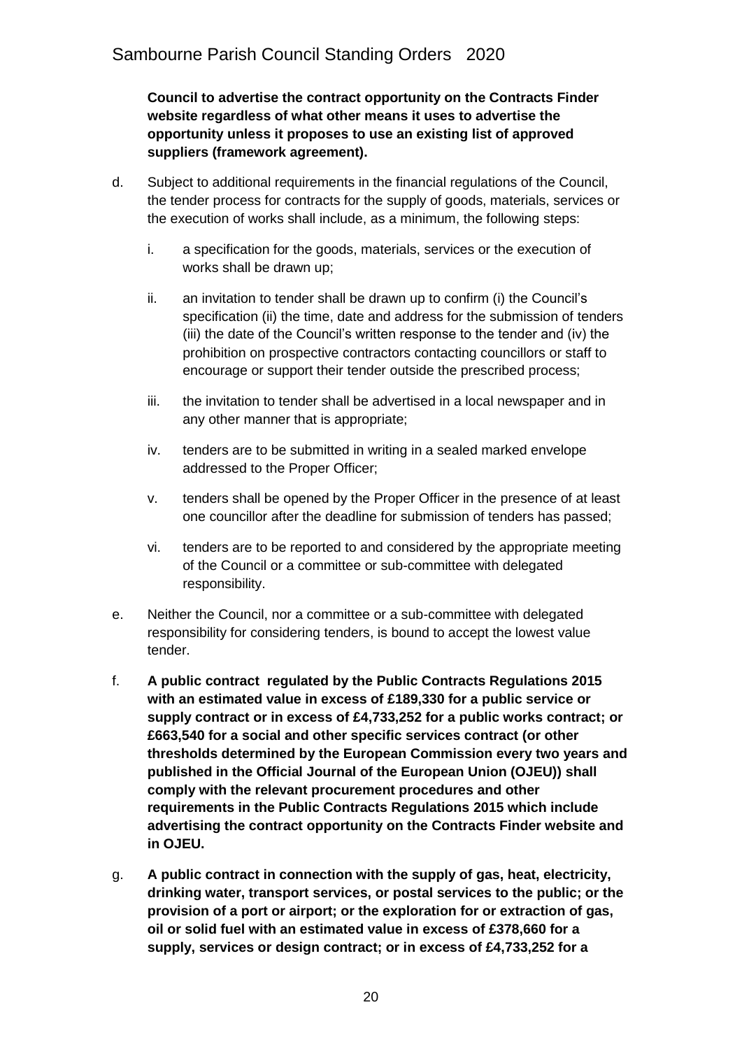**Council to advertise the contract opportunity on the Contracts Finder website regardless of what other means it uses to advertise the opportunity unless it proposes to use an existing list of approved suppliers (framework agreement).**

d. Subject to additional requirements in the financial regulations of the Council, the tender process for contracts for the supply of goods, materials, services or the execution of works shall include, as a minimum, the following steps:

   i. a specification for the goods, materials, services or the execution of works shall be drawn up;

   ii. an invitation to tender shall be drawn up to confirm (i) the Council's specification (ii) the time, date and address for the submission of tenders (iii) the date of the Council's written response to the tender and (iv) the prohibition on prospective contractors contacting councillors or staff to encourage or support their tender outside the prescribed process;

   iii. the invitation to tender shall be advertised in a local newspaper and in any other manner that is appropriate;

   iv. tenders are to be submitted in writing in a sealed marked envelope addressed to the Proper Officer;

   v. tenders shall be opened by the Proper Officer in the presence of at least one councillor after the deadline for submission of tenders has passed;

   vi. tenders are to be reported to and considered by the appropriate meeting of the Council or a committee or sub-committee with delegated responsibility.

e. Neither the Council, nor a committee or a sub-committee with delegated responsibility for considering tenders, is bound to accept the lowest value tender.

f. **A public contract regulated by the Public Contracts Regulations 2015 with an estimated value in excess of £189,330 for a public service or supply contract or in excess of £4,733,252 for a public works contract; or £663,540 for a social and other specific services contract (or other thresholds determined by the European Commission every two years and published in the Official Journal of the European Union (OJEU)) shall comply with the relevant procurement procedures and other requirements in the Public Contracts Regulations 2015 which include advertising the contract opportunity on the Contracts Finder website and in OJEU.**

g. **A public contract in connection with the supply of gas, heat, electricity, drinking water, transport services, or postal services to the public; or the provision of a port or airport; or the exploration for or extraction of gas, oil or solid fuel with an estimated value in excess of £378,660 for a supply, services or design contract; or in excess of £4,733,252 for a**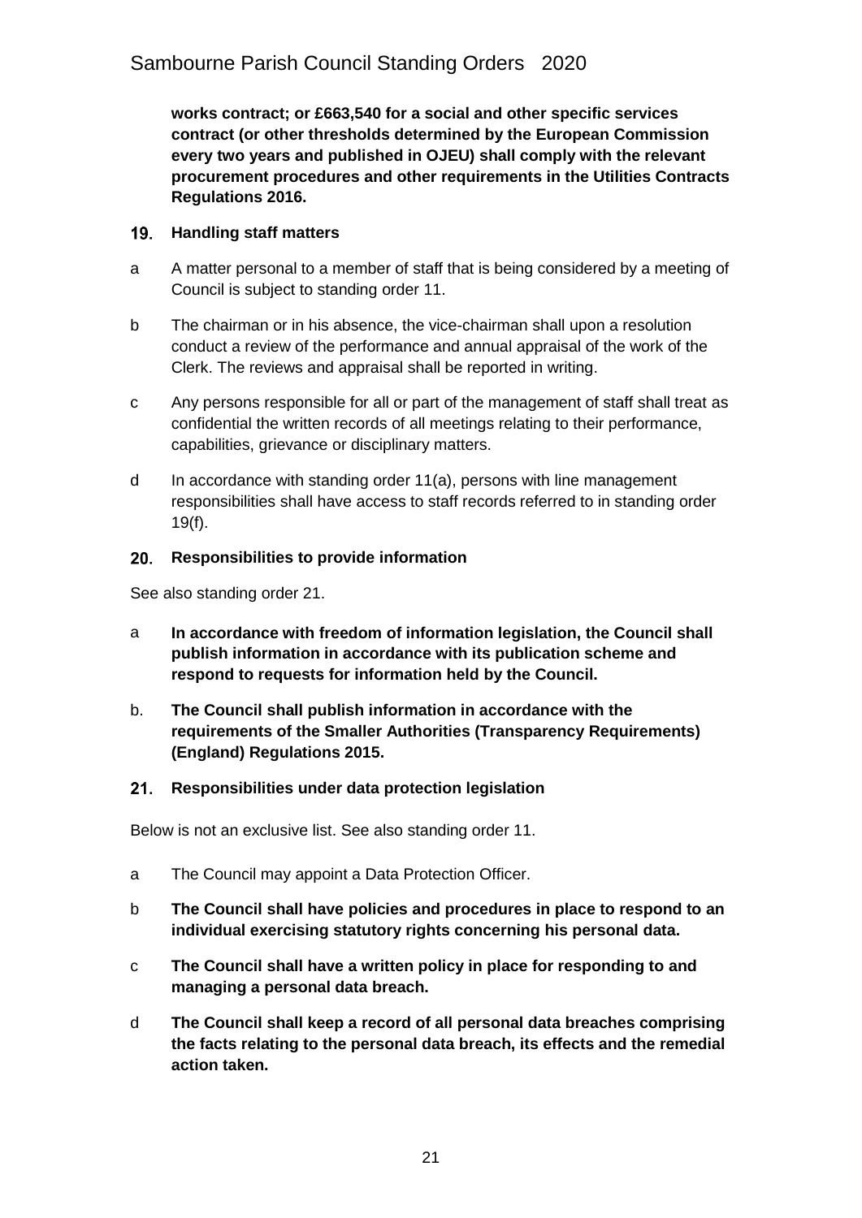**works contract; or £663,540 for a social and other specific services contract (or other thresholds determined by the European Commission every two years and published in OJEU) shall comply with the relevant procurement procedures and other requirements in the Utilities Contracts Regulations 2016.**

## 19. Handling staff matters

a A matter personal to a member of staff that is being considered by a meeting of Council is subject to standing order 11.

b The chairman or in his absence, the vice-chairman shall upon a resolution conduct a review of the performance and annual appraisal of the work of the Clerk. The reviews and appraisal shall be reported in writing.

c Any persons responsible for all or part of the management of staff shall treat as confidential the written records of all meetings relating to their performance, capabilities, grievance or disciplinary matters.

d In accordance with standing order 11(a), persons with line management responsibilities shall have access to staff records referred to in standing order 19(f).

## 20. Responsibilities to provide information

See also standing order 21.

a **In accordance with freedom of information legislation, the Council shall publish information in accordance with its publication scheme and respond to requests for information held by the Council.**

b. **The Council shall publish information in accordance with the requirements of the Smaller Authorities (Transparency Requirements) (England) Regulations 2015.**

## 21. Responsibilities under data protection legislation

Below is not an exclusive list. See also standing order 11.

a The Council may appoint a Data Protection Officer.

b **The Council shall have policies and procedures in place to respond to an individual exercising statutory rights concerning his personal data.**

c **The Council shall have a written policy in place for responding to and managing a personal data breach.**

d **The Council shall keep a record of all personal data breaches comprising the facts relating to the personal data breach, its effects and the remedial action taken.**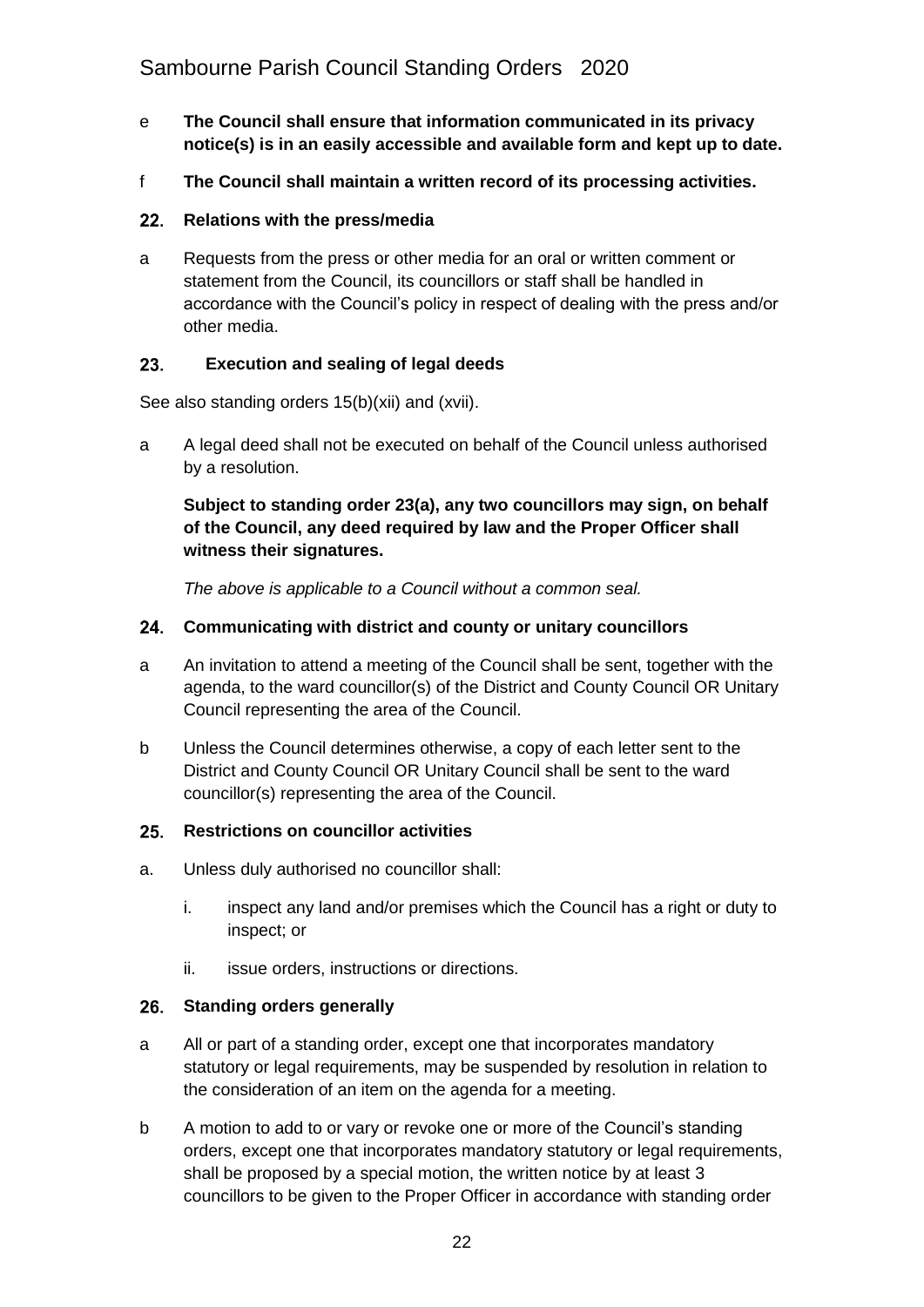e **The Council shall ensure that information communicated in its privacy notice(s) is in an easily accessible and available form and kept up to date.**

f **The Council shall maintain a written record of its processing activities.**

## 22. Relations with the press/media

a Requests from the press or other media for an oral or written comment or statement from the Council, its councillors or staff shall be handled in accordance with the Council's policy in respect of dealing with the press and/or other media.

## 23. Execution and sealing of legal deeds

See also standing orders 15(b)(xii) and (xvii).

a A legal deed shall not be executed on behalf of the Council unless authorised by a resolution.

**Subject to standing order 23(a), any two councillors may sign, on behalf of the Council, any deed required by law and the Proper Officer shall witness their signatures.**

*The above is applicable to a Council without a common seal.*

## 24. Communicating with district and county or unitary councillors

a An invitation to attend a meeting of the Council shall be sent, together with the agenda, to the ward councillor(s) of the District and County Council OR Unitary Council representing the area of the Council.

b Unless the Council determines otherwise, a copy of each letter sent to the District and County Council OR Unitary Council shall be sent to the ward councillor(s) representing the area of the Council.

## 25. Restrictions on councillor activities

a. Unless duly authorised no councillor shall:

   i. inspect any land and/or premises which the Council has a right or duty to inspect; or

   ii. issue orders, instructions or directions.

## 26. Standing orders generally

a All or part of a standing order, except one that incorporates mandatory statutory or legal requirements, may be suspended by resolution in relation to the consideration of an item on the agenda for a meeting.

b A motion to add to or vary or revoke one or more of the Council's standing orders, except one that incorporates mandatory statutory or legal requirements, shall be proposed by a special motion, the written notice by at least 3 councillors to be given to the Proper Officer in accordance with standing order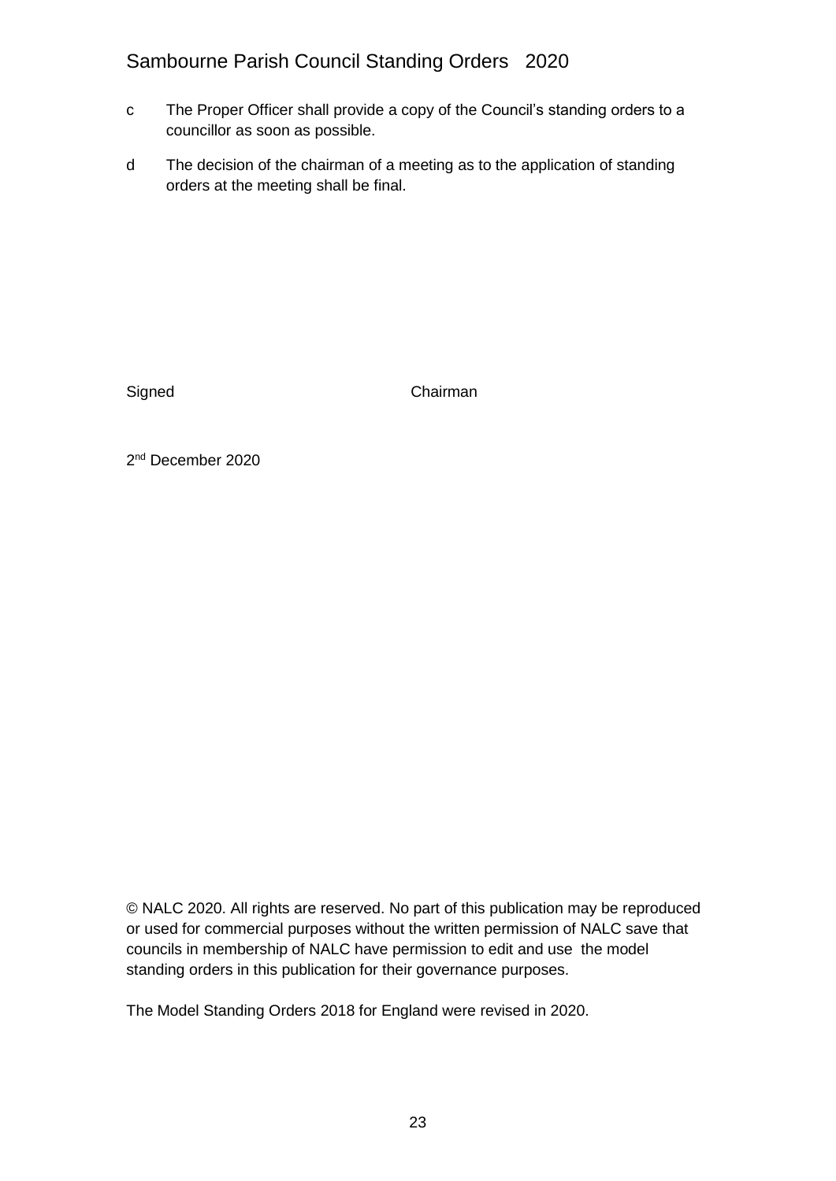c The Proper Officer shall provide a copy of the Council's standing orders to a councillor as soon as possible.

d The decision of the chairman of a meeting as to the application of standing orders at the meeting shall be final.

Signed Chairman

2nd December 2020

© NALC 2020. All rights are reserved. No part of this publication may be reproduced or used for commercial purposes without the written permission of NALC save that councils in membership of NALC have permission to edit and use the model standing orders in this publication for their governance purposes.

The Model Standing Orders 2018 for England were revised in 2020.